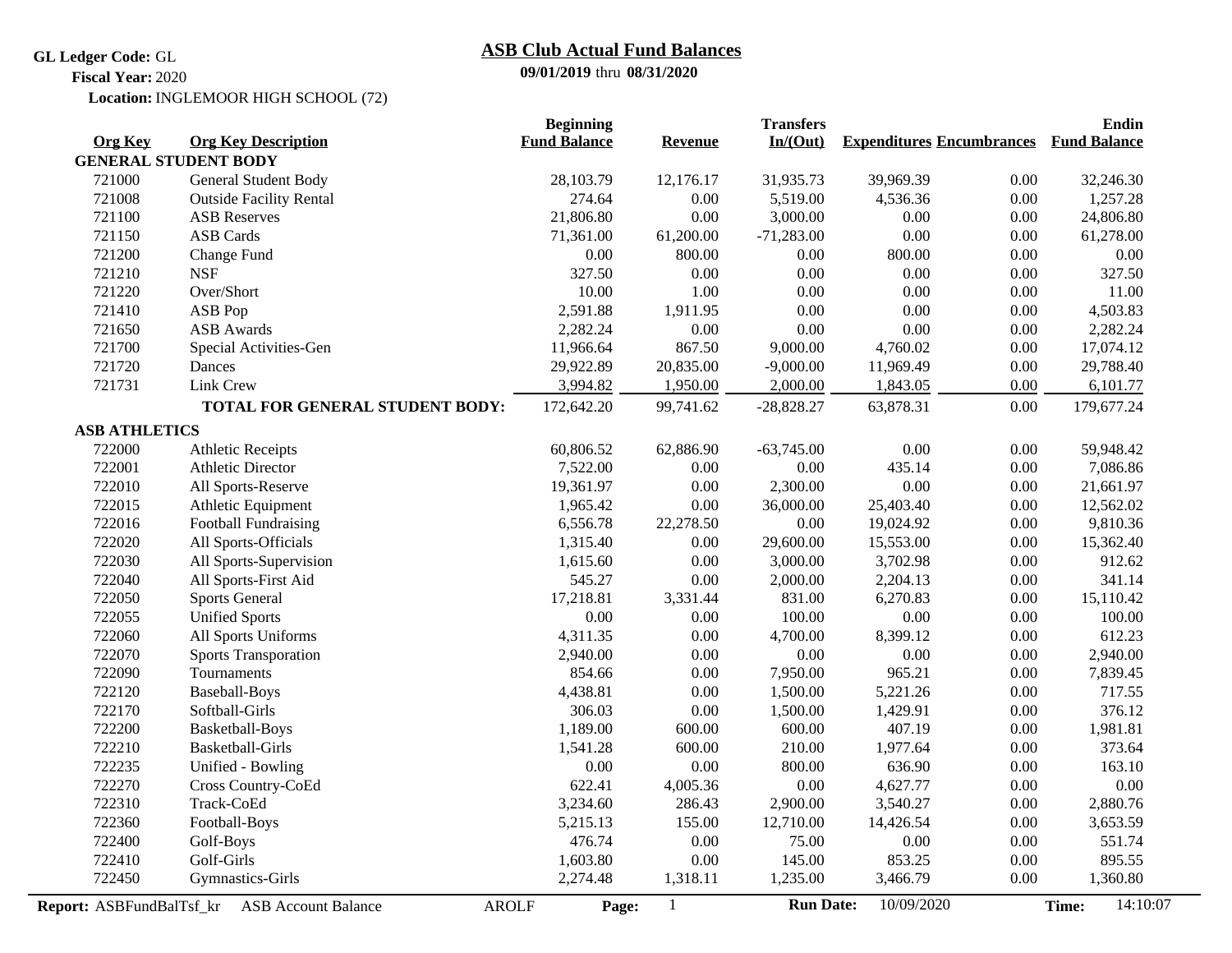**GL Ledger Code:** GL

**Fiscal Year:** 2020

**Location:** INGLEMOOR HIGH SCHOOL (72)

## ASB Club Actual Fund Balances

**09/01/2019** thru **08/31/2020**

| Org Key | Org Key Description | Beginning Fund Balance | Revenue | Transfers In/(Out) | Expenditures | Encumbrances | Endin Fund Balance |
|---|---|---|---|---|---|---|---|
| **GENERAL STUDENT BODY** | | | | | | | |
| 721000 | General Student Body | 28,103.79 | 12,176.17 | 31,935.73 | 39,969.39 | 0.00 | 32,246.30 |
| 721008 | Outside Facility Rental | 274.64 | 0.00 | 5,519.00 | 4,536.36 | 0.00 | 1,257.28 |
| 721100 | ASB Reserves | 21,806.80 | 0.00 | 3,000.00 | 0.00 | 0.00 | 24,806.80 |
| 721150 | ASB Cards | 71,361.00 | 61,200.00 | -71,283.00 | 0.00 | 0.00 | 61,278.00 |
| 721200 | Change Fund | 0.00 | 800.00 | 0.00 | 800.00 | 0.00 | 0.00 |
| 721210 | NSF | 327.50 | 0.00 | 0.00 | 0.00 | 0.00 | 327.50 |
| 721220 | Over/Short | 10.00 | 1.00 | 0.00 | 0.00 | 0.00 | 11.00 |
| 721410 | ASB Pop | 2,591.88 | 1,911.95 | 0.00 | 0.00 | 0.00 | 4,503.83 |
| 721650 | ASB Awards | 2,282.24 | 0.00 | 0.00 | 0.00 | 0.00 | 2,282.24 |
| 721700 | Special Activities-Gen | 11,966.64 | 867.50 | 9,000.00 | 4,760.02 | 0.00 | 17,074.12 |
| 721720 | Dances | 29,922.89 | 20,835.00 | -9,000.00 | 11,969.49 | 0.00 | 29,788.40 |
| 721731 | Link Crew | 3,994.82 | 1,950.00 | 2,000.00 | 1,843.05 | 0.00 | 6,101.77 |
| | **TOTAL FOR GENERAL STUDENT BODY:** | 172,642.20 | 99,741.62 | -28,828.27 | 63,878.31 | 0.00 | 179,677.24 |
| **ASB ATHLETICS** | | | | | | | |
| 722000 | Athletic Receipts | 60,806.52 | 62,886.90 | -63,745.00 | 0.00 | 0.00 | 59,948.42 |
| 722001 | Athletic Director | 7,522.00 | 0.00 | 0.00 | 435.14 | 0.00 | 7,086.86 |
| 722010 | All Sports-Reserve | 19,361.97 | 0.00 | 2,300.00 | 0.00 | 0.00 | 21,661.97 |
| 722015 | Athletic Equipment | 1,965.42 | 0.00 | 36,000.00 | 25,403.40 | 0.00 | 12,562.02 |
| 722016 | Football Fundraising | 6,556.78 | 22,278.50 | 0.00 | 19,024.92 | 0.00 | 9,810.36 |
| 722020 | All Sports-Officials | 1,315.40 | 0.00 | 29,600.00 | 15,553.00 | 0.00 | 15,362.40 |
| 722030 | All Sports-Supervision | 1,615.60 | 0.00 | 3,000.00 | 3,702.98 | 0.00 | 912.62 |
| 722040 | All Sports-First Aid | 545.27 | 0.00 | 2,000.00 | 2,204.13 | 0.00 | 341.14 |
| 722050 | Sports General | 17,218.81 | 3,331.44 | 831.00 | 6,270.83 | 0.00 | 15,110.42 |
| 722055 | Unified Sports | 0.00 | 0.00 | 100.00 | 0.00 | 0.00 | 100.00 |
| 722060 | All Sports Uniforms | 4,311.35 | 0.00 | 4,700.00 | 8,399.12 | 0.00 | 612.23 |
| 722070 | Sports Transporation | 2,940.00 | 0.00 | 0.00 | 0.00 | 0.00 | 2,940.00 |
| 722090 | Tournaments | 854.66 | 0.00 | 7,950.00 | 965.21 | 0.00 | 7,839.45 |
| 722120 | Baseball-Boys | 4,438.81 | 0.00 | 1,500.00 | 5,221.26 | 0.00 | 717.55 |
| 722170 | Softball-Girls | 306.03 | 0.00 | 1,500.00 | 1,429.91 | 0.00 | 376.12 |
| 722200 | Basketball-Boys | 1,189.00 | 600.00 | 600.00 | 407.19 | 0.00 | 1,981.81 |
| 722210 | Basketball-Girls | 1,541.28 | 600.00 | 210.00 | 1,977.64 | 0.00 | 373.64 |
| 722235 | Unified - Bowling | 0.00 | 0.00 | 800.00 | 636.90 | 0.00 | 163.10 |
| 722270 | Cross Country-CoEd | 622.41 | 4,005.36 | 0.00 | 4,627.77 | 0.00 | 0.00 |
| 722310 | Track-CoEd | 3,234.60 | 286.43 | 2,900.00 | 3,540.27 | 0.00 | 2,880.76 |
| 722360 | Football-Boys | 5,215.13 | 155.00 | 12,710.00 | 14,426.54 | 0.00 | 3,653.59 |
| 722400 | Golf-Boys | 476.74 | 0.00 | 75.00 | 0.00 | 0.00 | 551.74 |
| 722410 | Golf-Girls | 1,603.80 | 0.00 | 145.00 | 853.25 | 0.00 | 895.55 |
| 722450 | Gymnastics-Girls | 2,274.48 | 1,318.11 | 1,235.00 | 3,466.79 | 0.00 | 1,360.80 |

**Report:** ASBFundBalTsf_kr ASB Account Balance AROLF **Page:** 1 **Run Date:** 10/09/2020 **Time:** 14:10:07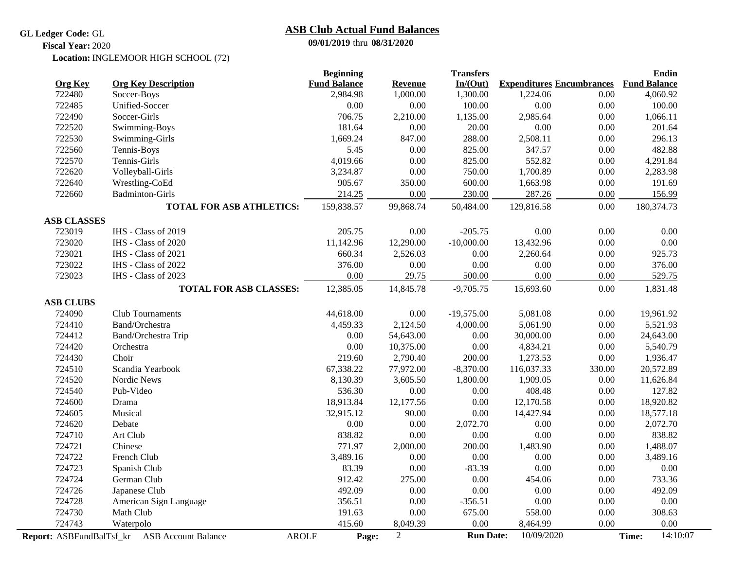**GL Ledger Code:** GL

**Fiscal Year:** 2020

**Location:** INGLEMOOR HIGH SCHOOL (72)

## ASB Club Actual Fund Balances

**09/01/2019** thru **08/31/2020**

| Org Key | Org Key Description | Beginning Fund Balance | Revenue | Transfers In/(Out) | Expenditures | Encumbrances | Ending Fund Balance |
|---|---|---|---|---|---|---|---|
| 722480 | Soccer-Boys | 2,984.98 | 1,000.00 | 1,300.00 | 1,224.06 | 0.00 | 4,060.92 |
| 722485 | Unified-Soccer | 0.00 | 0.00 | 100.00 | 0.00 | 0.00 | 100.00 |
| 722490 | Soccer-Girls | 706.75 | 2,210.00 | 1,135.00 | 2,985.64 | 0.00 | 1,066.11 |
| 722520 | Swimming-Boys | 181.64 | 0.00 | 20.00 | 0.00 | 0.00 | 201.64 |
| 722530 | Swimming-Girls | 1,669.24 | 847.00 | 288.00 | 2,508.11 | 0.00 | 296.13 |
| 722560 | Tennis-Boys | 5.45 | 0.00 | 825.00 | 347.57 | 0.00 | 482.88 |
| 722570 | Tennis-Girls | 4,019.66 | 0.00 | 825.00 | 552.82 | 0.00 | 4,291.84 |
| 722620 | Volleyball-Girls | 3,234.87 | 0.00 | 750.00 | 1,700.89 | 0.00 | 2,283.98 |
| 722640 | Wrestling-CoEd | 905.67 | 350.00 | 600.00 | 1,663.98 | 0.00 | 191.69 |
| 722660 | Badminton-Girls | 214.25 | 0.00 | 230.00 | 287.26 | 0.00 | 156.99 |
| | **TOTAL FOR ASB ATHLETICS:** | 159,838.57 | 99,868.74 | 50,484.00 | 129,816.58 | 0.00 | 180,374.73 |
| **ASB CLASSES** | | | | | | | |
| 723019 | IHS - Class of 2019 | 205.75 | 0.00 | -205.75 | 0.00 | 0.00 | 0.00 |
| 723020 | IHS - Class of 2020 | 11,142.96 | 12,290.00 | -10,000.00 | 13,432.96 | 0.00 | 0.00 |
| 723021 | IHS - Class of 2021 | 660.34 | 2,526.03 | 0.00 | 2,260.64 | 0.00 | 925.73 |
| 723022 | IHS - Class of 2022 | 376.00 | 0.00 | 0.00 | 0.00 | 0.00 | 376.00 |
| 723023 | IHS - Class of 2023 | 0.00 | 29.75 | 500.00 | 0.00 | 0.00 | 529.75 |
| | **TOTAL FOR ASB CLASSES:** | 12,385.05 | 14,845.78 | -9,705.75 | 15,693.60 | 0.00 | 1,831.48 |
| **ASB CLUBS** | | | | | | | |
| 724090 | Club Tournaments | 44,618.00 | 0.00 | -19,575.00 | 5,081.08 | 0.00 | 19,961.92 |
| 724410 | Band/Orchestra | 4,459.33 | 2,124.50 | 4,000.00 | 5,061.90 | 0.00 | 5,521.93 |
| 724412 | Band/Orchestra Trip | 0.00 | 54,643.00 | 0.00 | 30,000.00 | 0.00 | 24,643.00 |
| 724420 | Orchestra | 0.00 | 10,375.00 | 0.00 | 4,834.21 | 0.00 | 5,540.79 |
| 724430 | Choir | 219.60 | 2,790.40 | 200.00 | 1,273.53 | 0.00 | 1,936.47 |
| 724510 | Scandia Yearbook | 67,338.22 | 77,972.00 | -8,370.00 | 116,037.33 | 330.00 | 20,572.89 |
| 724520 | Nordic News | 8,130.39 | 3,605.50 | 1,800.00 | 1,909.05 | 0.00 | 11,626.84 |
| 724540 | Pub-Video | 536.30 | 0.00 | 0.00 | 408.48 | 0.00 | 127.82 |
| 724600 | Drama | 18,913.84 | 12,177.56 | 0.00 | 12,170.58 | 0.00 | 18,920.82 |
| 724605 | Musical | 32,915.12 | 90.00 | 0.00 | 14,427.94 | 0.00 | 18,577.18 |
| 724620 | Debate | 0.00 | 0.00 | 2,072.70 | 0.00 | 0.00 | 2,072.70 |
| 724710 | Art Club | 838.82 | 0.00 | 0.00 | 0.00 | 0.00 | 838.82 |
| 724721 | Chinese | 771.97 | 2,000.00 | 200.00 | 1,483.90 | 0.00 | 1,488.07 |
| 724722 | French Club | 3,489.16 | 0.00 | 0.00 | 0.00 | 0.00 | 3,489.16 |
| 724723 | Spanish Club | 83.39 | 0.00 | -83.39 | 0.00 | 0.00 | 0.00 |
| 724724 | German Club | 912.42 | 275.00 | 0.00 | 454.06 | 0.00 | 733.36 |
| 724726 | Japanese Club | 492.09 | 0.00 | 0.00 | 0.00 | 0.00 | 492.09 |
| 724728 | American Sign Language | 356.51 | 0.00 | -356.51 | 0.00 | 0.00 | 0.00 |
| 724730 | Math Club | 191.63 | 0.00 | 675.00 | 558.00 | 0.00 | 308.63 |
| 724743 | Waterpolo | 415.60 | 8,049.39 | 0.00 | 8,464.99 | 0.00 | 0.00 |

**Report:** ASBFundBalTsf_kr ASB Account Balance AROLF **Run Date:** 10/09/2020 **Time:** 14:10:07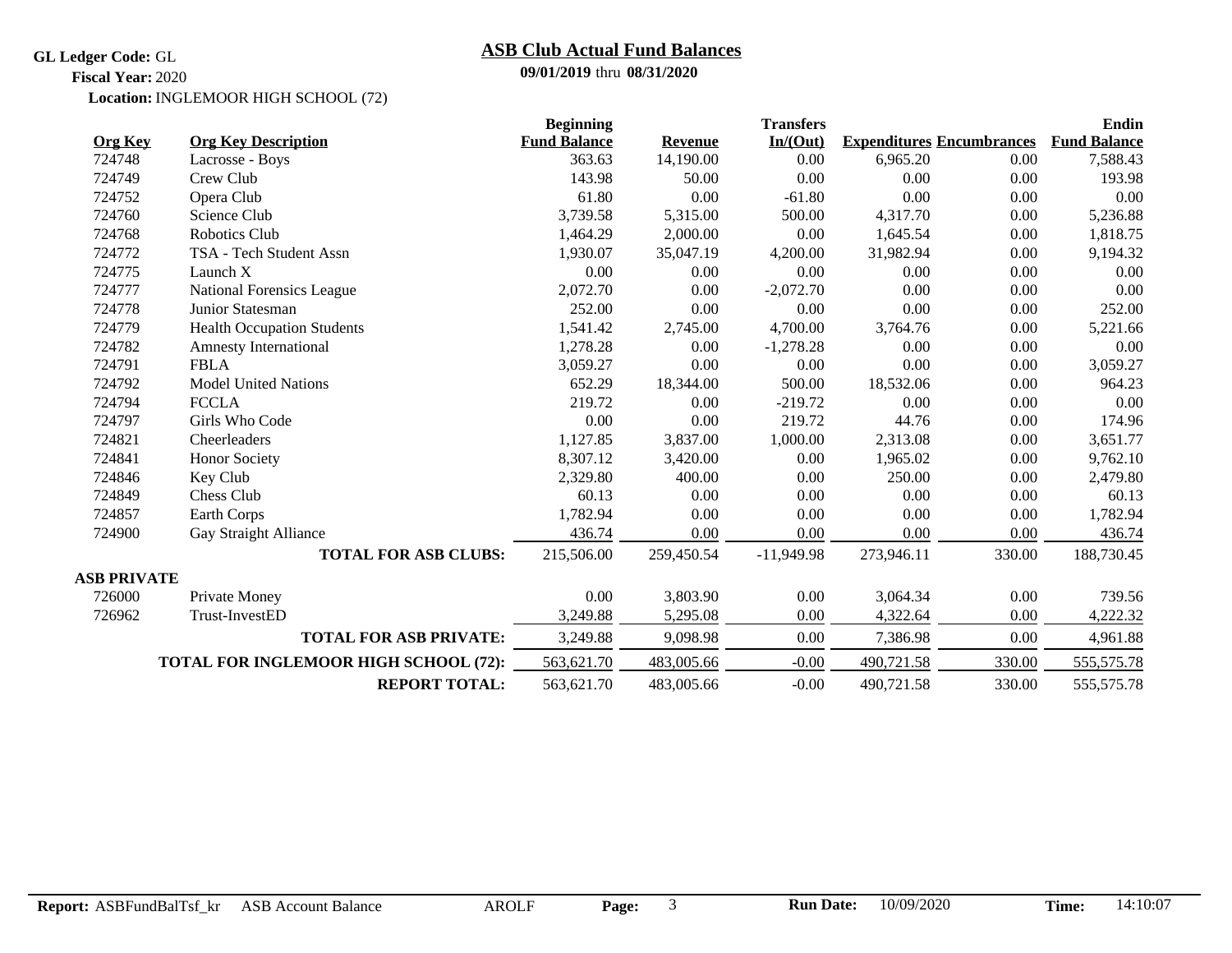**GL Ledger Code:** GL

**Fiscal Year:** 2020

**Location:** INGLEMOOR HIGH SCHOOL (72)

# ASB Club Actual Fund Balances

**09/01/2019** thru **08/31/2020**

| Org Key | Org Key Description | Beginning Fund Balance | Revenue | Transfers In/(Out) | Expenditures | Encumbrances | Endin Fund Balance |
|---|---|---|---|---|---|---|---|
| 724748 | Lacrosse - Boys | 363.63 | 14,190.00 | 0.00 | 6,965.20 | 0.00 | 7,588.43 |
| 724749 | Crew Club | 143.98 | 50.00 | 0.00 | 0.00 | 0.00 | 193.98 |
| 724752 | Opera Club | 61.80 | 0.00 | -61.80 | 0.00 | 0.00 | 0.00 |
| 724760 | Science Club | 3,739.58 | 5,315.00 | 500.00 | 4,317.70 | 0.00 | 5,236.88 |
| 724768 | Robotics Club | 1,464.29 | 2,000.00 | 0.00 | 1,645.54 | 0.00 | 1,818.75 |
| 724772 | TSA - Tech Student Assn | 1,930.07 | 35,047.19 | 4,200.00 | 31,982.94 | 0.00 | 9,194.32 |
| 724775 | Launch X | 0.00 | 0.00 | 0.00 | 0.00 | 0.00 | 0.00 |
| 724777 | National Forensics League | 2,072.70 | 0.00 | -2,072.70 | 0.00 | 0.00 | 0.00 |
| 724778 | Junior Statesman | 252.00 | 0.00 | 0.00 | 0.00 | 0.00 | 252.00 |
| 724779 | Health Occupation Students | 1,541.42 | 2,745.00 | 4,700.00 | 3,764.76 | 0.00 | 5,221.66 |
| 724782 | Amnesty International | 1,278.28 | 0.00 | -1,278.28 | 0.00 | 0.00 | 0.00 |
| 724791 | FBLA | 3,059.27 | 0.00 | 0.00 | 0.00 | 0.00 | 3,059.27 |
| 724792 | Model United Nations | 652.29 | 18,344.00 | 500.00 | 18,532.06 | 0.00 | 964.23 |
| 724794 | FCCLA | 219.72 | 0.00 | -219.72 | 0.00 | 0.00 | 0.00 |
| 724797 | Girls Who Code | 0.00 | 0.00 | 219.72 | 44.76 | 0.00 | 174.96 |
| 724821 | Cheerleaders | 1,127.85 | 3,837.00 | 1,000.00 | 2,313.08 | 0.00 | 3,651.77 |
| 724841 | Honor Society | 8,307.12 | 3,420.00 | 0.00 | 1,965.02 | 0.00 | 9,762.10 |
| 724846 | Key Club | 2,329.80 | 400.00 | 0.00 | 250.00 | 0.00 | 2,479.80 |
| 724849 | Chess Club | 60.13 | 0.00 | 0.00 | 0.00 | 0.00 | 60.13 |
| 724857 | Earth Corps | 1,782.94 | 0.00 | 0.00 | 0.00 | 0.00 | 1,782.94 |
| 724900 | Gay Straight Alliance | 436.74 | 0.00 | 0.00 | 0.00 | 0.00 | 436.74 |
| | **TOTAL FOR ASB CLUBS:** | 215,506.00 | 259,450.54 | -11,949.98 | 273,946.11 | 330.00 | 188,730.45 |
| **ASB PRIVATE** | | | | | | | |
| 726000 | Private Money | 0.00 | 3,803.90 | 0.00 | 3,064.34 | 0.00 | 739.56 |
| 726962 | Trust-InvestED | 3,249.88 | 5,295.08 | 0.00 | 4,322.64 | 0.00 | 4,222.32 |
| | **TOTAL FOR ASB PRIVATE:** | 3,249.88 | 9,098.98 | 0.00 | 7,386.98 | 0.00 | 4,961.88 |
| | **TOTAL FOR INGLEMOOR HIGH SCHOOL (72):** | 563,621.70 | 483,005.66 | -0.00 | 490,721.58 | 330.00 | 555,575.78 |
| | **REPORT TOTAL:** | 563,621.70 | 483,005.66 | -0.00 | 490,721.58 | 330.00 | 555,575.78 |

**Report:** ASBFundBalTsf_kr ASB Account Balance AROLF **Run Date:** 10/09/2020 **Time:** 14:10:07